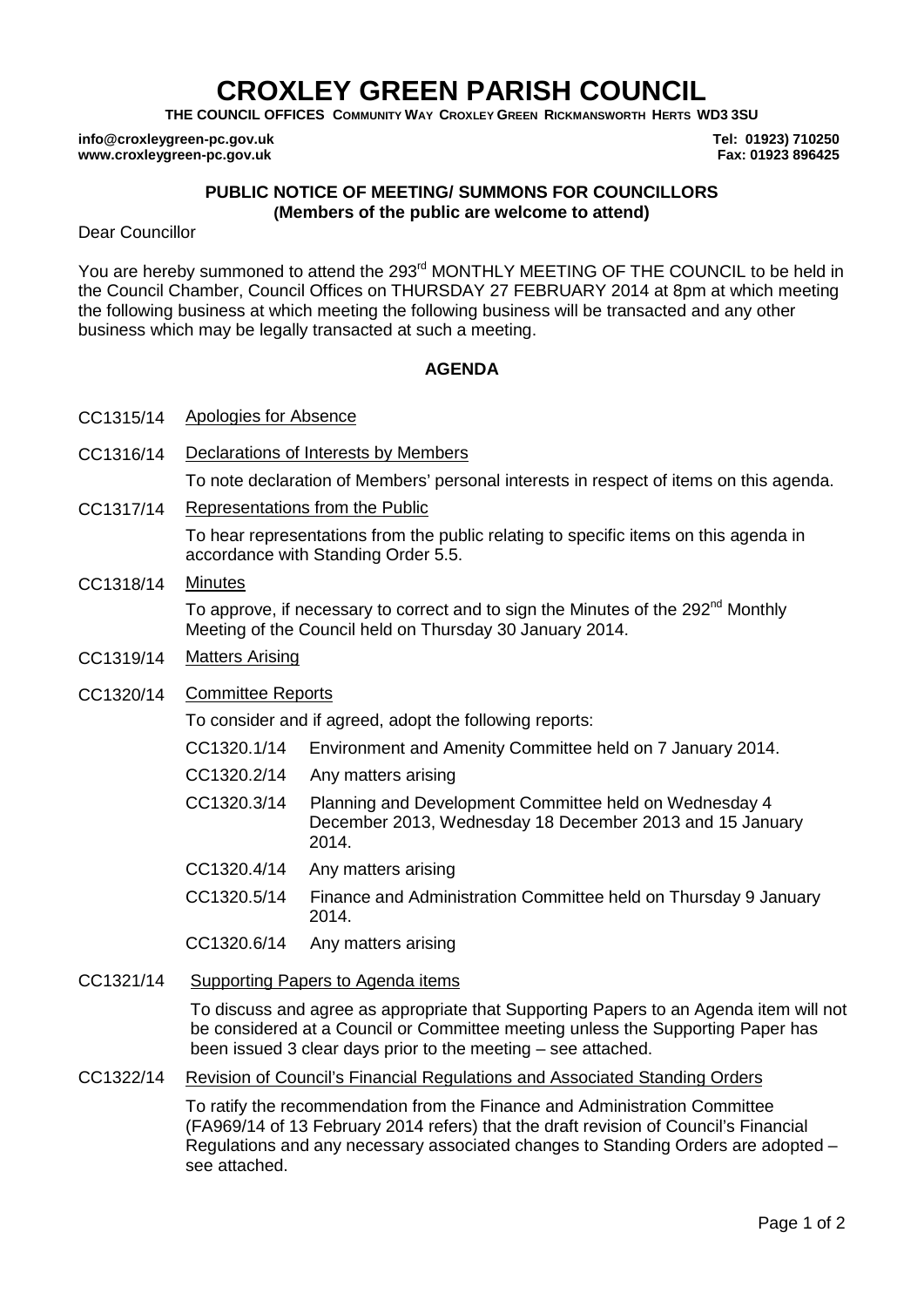# CROXLEY GREEN PARISH COUNCIL

**THE COUNCIL OFFICES COMMUNITY WAY CROXLEY GREEN RICKMANSWORTH HERTS WD3 3SU**

**info@croxleygreen-pc.gov.uk** **Tel: 01923) 710250**
**www.croxleygreen-pc.gov.uk** **Fax: 01923 896425**

**PUBLIC NOTICE OF MEETING/ SUMMONS FOR COUNCILLORS**
**(Members of the public are welcome to attend)**

Dear Councillor

You are hereby summoned to attend the 293rd MONTHLY MEETING OF THE COUNCIL to be held in the Council Chamber, Council Offices on THURSDAY 27 FEBRUARY 2014 at 8pm at which meeting the following business at which meeting the following business will be transacted and any other business which may be legally transacted at such a meeting.

## AGENDA

CC1315/14 Apologies for Absence

CC1316/14 Declarations of Interests by Members

To note declaration of Members' personal interests in respect of items on this agenda.

CC1317/14 Representations from the Public

To hear representations from the public relating to specific items on this agenda in accordance with Standing Order 5.5.

CC1318/14 Minutes

To approve, if necessary to correct and to sign the Minutes of the 292nd Monthly Meeting of the Council held on Thursday 30 January 2014.

CC1319/14 Matters Arising

CC1320/14 Committee Reports

To consider and if agreed, adopt the following reports:

- CC1320.1/14 Environment and Amenity Committee held on 7 January 2014.
- CC1320.2/14 Any matters arising
- CC1320.3/14 Planning and Development Committee held on Wednesday 4 December 2013, Wednesday 18 December 2013 and 15 January 2014.
- CC1320.4/14 Any matters arising
- CC1320.5/14 Finance and Administration Committee held on Thursday 9 January 2014.
- CC1320.6/14 Any matters arising

CC1321/14 Supporting Papers to Agenda items

To discuss and agree as appropriate that Supporting Papers to an Agenda item will not be considered at a Council or Committee meeting unless the Supporting Paper has been issued 3 clear days prior to the meeting – see attached.

CC1322/14 Revision of Council's Financial Regulations and Associated Standing Orders

To ratify the recommendation from the Finance and Administration Committee (FA969/14 of 13 February 2014 refers) that the draft revision of Council's Financial Regulations and any necessary associated changes to Standing Orders are adopted – see attached.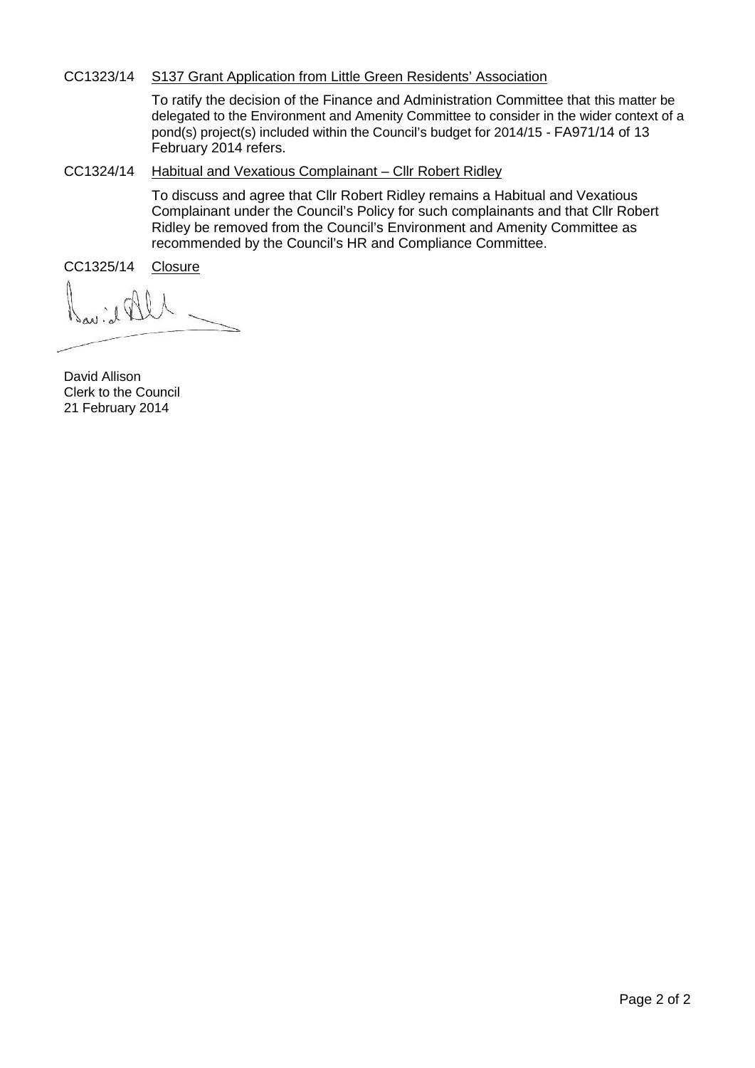CC1323/14 S137 Grant Application from Little Green Residents' Association

To ratify the decision of the Finance and Administration Committee that this matter be delegated to the Environment and Amenity Committee to consider in the wider context of a pond(s) project(s) included within the Council's budget for 2014/15 - FA971/14 of 13 February 2014 refers.

CC1324/14 Habitual and Vexatious Complainant – Cllr Robert Ridley

To discuss and agree that Cllr Robert Ridley remains a Habitual and Vexatious Complainant under the Council's Policy for such complainants and that Cllr Robert Ridley be removed from the Council's Environment and Amenity Committee as recommended by the Council's HR and Compliance Committee.

CC1325/14 Closure

David Allison
Clerk to the Council
21 February 2014